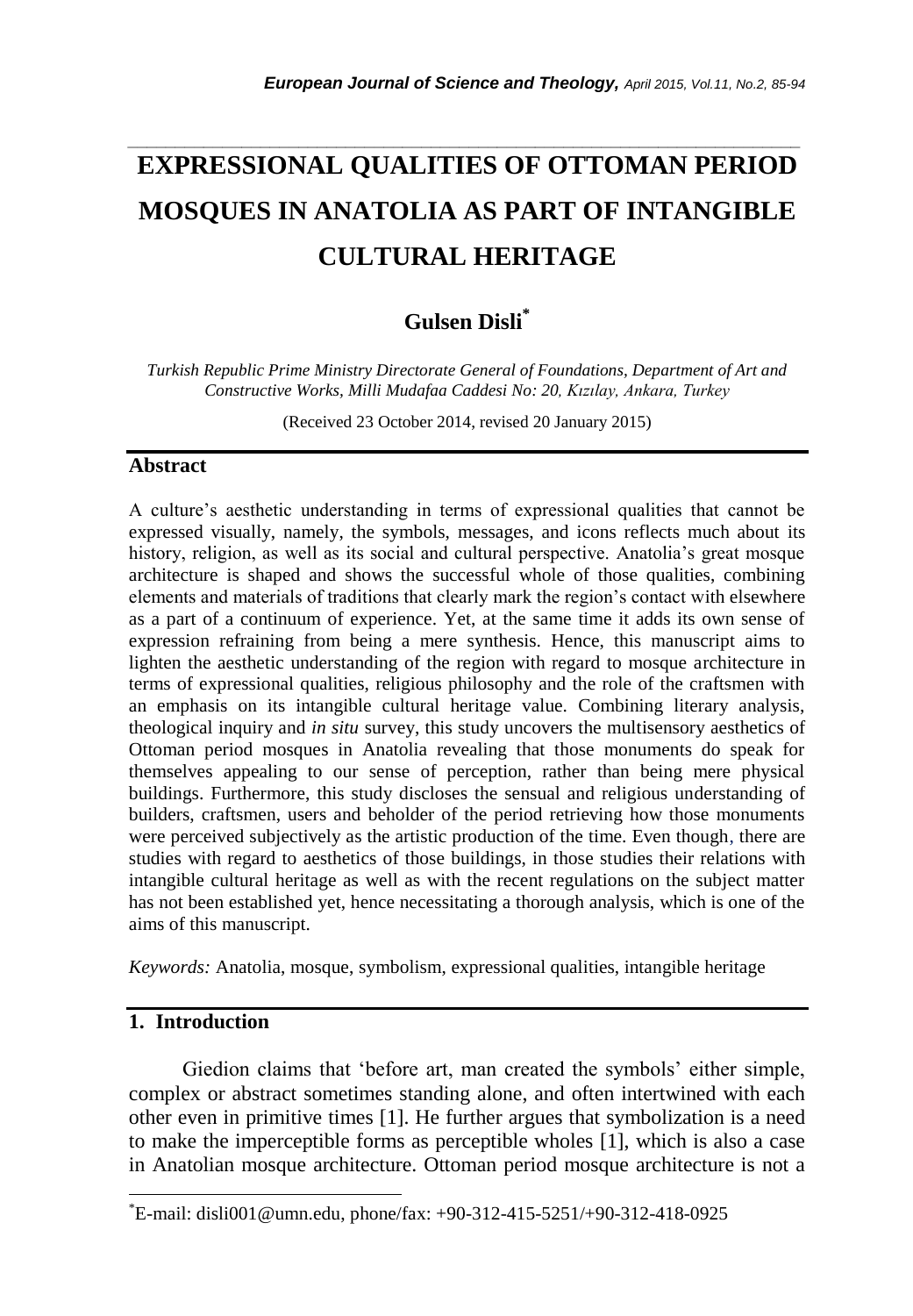# EXPRESSIONAL QUALITIES OF OTTOMAN PERIOD MOSQUES IN ANATOLIA AS PART OF INTANGIBLE CULTURAL HERITAGE

**Gulsen Disli***

*Turkish Republic Prime Ministry Directorate General of Foundations, Department of Art and Constructive Works, Milli Mudafaa Caddesi No: 20, Kızılay, Ankara, Turkey*

(Received 23 October 2014, revised 20 January 2015)

## Abstract

A culture's aesthetic understanding in terms of expressional qualities that cannot be expressed visually, namely, the symbols, messages, and icons reflects much about its history, religion, as well as its social and cultural perspective. Anatolia's great mosque architecture is shaped and shows the successful whole of those qualities, combining elements and materials of traditions that clearly mark the region's contact with elsewhere as a part of a continuum of experience. Yet, at the same time it adds its own sense of expression refraining from being a mere synthesis. Hence, this manuscript aims to lighten the aesthetic understanding of the region with regard to mosque architecture in terms of expressional qualities, religious philosophy and the role of the craftsmen with an emphasis on its intangible cultural heritage value. Combining literary analysis, theological inquiry and *in situ* survey, this study uncovers the multisensory aesthetics of Ottoman period mosques in Anatolia revealing that those monuments do speak for themselves appealing to our sense of perception, rather than being mere physical buildings. Furthermore, this study discloses the sensual and religious understanding of builders, craftsmen, users and beholder of the period retrieving how those monuments were perceived subjectively as the artistic production of the time. Even though, there are studies with regard to aesthetics of those buildings, in those studies their relations with intangible cultural heritage as well as with the recent regulations on the subject matter has not been established yet, hence necessitating a thorough analysis, which is one of the aims of this manuscript.

*Keywords:* Anatolia, mosque, symbolism, expressional qualities, intangible heritage

## 1. Introduction

Giedion claims that 'before art, man created the symbols' either simple, complex or abstract sometimes standing alone, and often intertwined with each other even in primitive times [1]. He further argues that symbolization is a need to make the imperceptible forms as perceptible wholes [1], which is also a case in Anatolian mosque architecture. Ottoman period mosque architecture is not a

*E-mail: disli001@umn.edu, phone/fax: +90-312-415-5251/+90-312-418-0925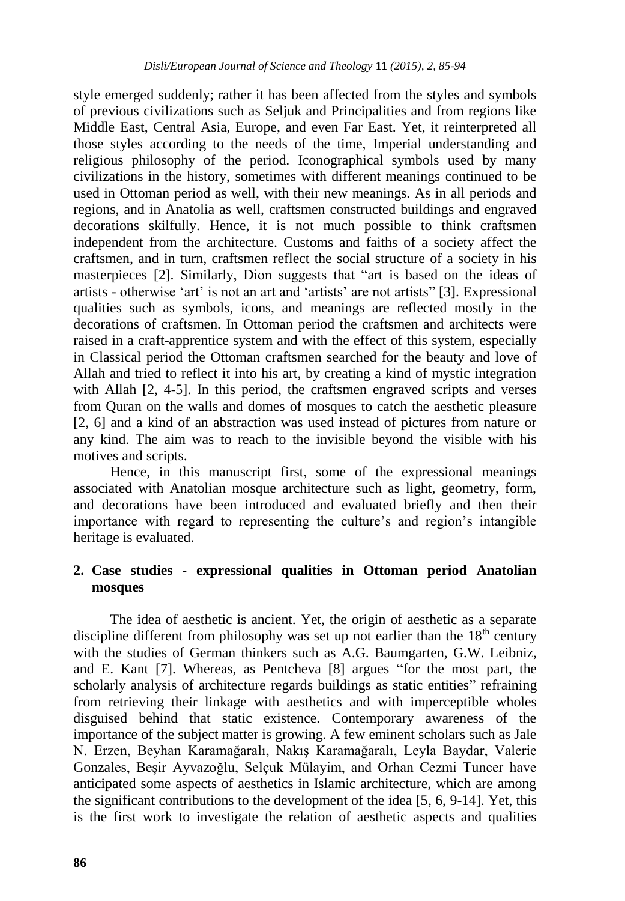style emerged suddenly; rather it has been affected from the styles and symbols of previous civilizations such as Seljuk and Principalities and from regions like Middle East, Central Asia, Europe, and even Far East. Yet, it reinterpreted all those styles according to the needs of the time, Imperial understanding and religious philosophy of the period. Iconographical symbols used by many civilizations in the history, sometimes with different meanings continued to be used in Ottoman period as well, with their new meanings. As in all periods and regions, and in Anatolia as well, craftsmen constructed buildings and engraved decorations skilfully. Hence, it is not much possible to think craftsmen independent from the architecture. Customs and faiths of a society affect the craftsmen, and in turn, craftsmen reflect the social structure of a society in his masterpieces [2]. Similarly, Dion suggests that "art is based on the ideas of artists - otherwise 'art' is not an art and 'artists' are not artists" [3]. Expressional qualities such as symbols, icons, and meanings are reflected mostly in the decorations of craftsmen. In Ottoman period the craftsmen and architects were raised in a craft-apprentice system and with the effect of this system, especially in Classical period the Ottoman craftsmen searched for the beauty and love of Allah and tried to reflect it into his art, by creating a kind of mystic integration with Allah [2, 4-5]. In this period, the craftsmen engraved scripts and verses from Quran on the walls and domes of mosques to catch the aesthetic pleasure [2, 6] and a kind of an abstraction was used instead of pictures from nature or any kind. The aim was to reach to the invisible beyond the visible with his motives and scripts.

Hence, in this manuscript first, some of the expressional meanings associated with Anatolian mosque architecture such as light, geometry, form, and decorations have been introduced and evaluated briefly and then their importance with regard to representing the culture's and region's intangible heritage is evaluated.

## 2. Case studies - expressional qualities in Ottoman period Anatolian mosques

The idea of aesthetic is ancient. Yet, the origin of aesthetic as a separate discipline different from philosophy was set up not earlier than the 18th century with the studies of German thinkers such as A.G. Baumgarten, G.W. Leibniz, and E. Kant [7]. Whereas, as Pentcheva [8] argues "for the most part, the scholarly analysis of architecture regards buildings as static entities" refraining from retrieving their linkage with aesthetics and with imperceptible wholes disguised behind that static existence. Contemporary awareness of the importance of the subject matter is growing. A few eminent scholars such as Jale N. Erzen, Beyhan Karamağaralı, Nakış Karamağaralı, Leyla Baydar, Valerie Gonzales, Beşir Ayvazoğlu, Selçuk Mülayim, and Orhan Cezmi Tuncer have anticipated some aspects of aesthetics in Islamic architecture, which are among the significant contributions to the development of the idea [5, 6, 9-14]. Yet, this is the first work to investigate the relation of aesthetic aspects and qualities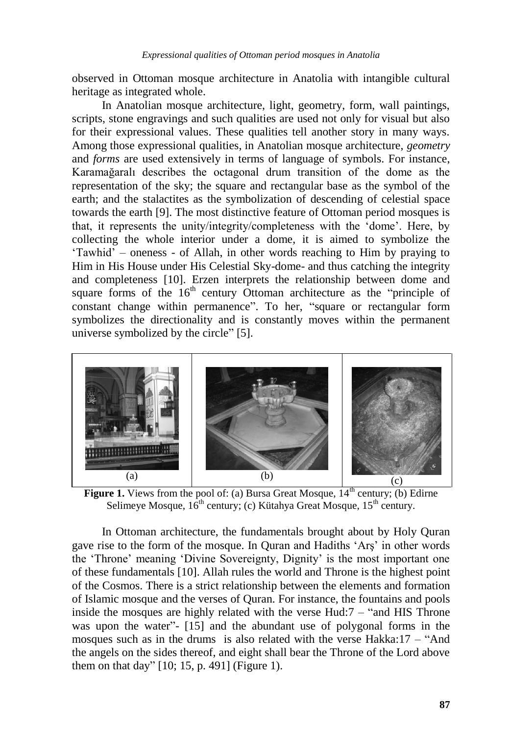observed in Ottoman mosque architecture in Anatolia with intangible cultural heritage as integrated whole.

In Anatolian mosque architecture, light, geometry, form, wall paintings, scripts, stone engravings and such qualities are used not only for visual but also for their expressional values. These qualities tell another story in many ways. Among those expressional qualities, in Anatolian mosque architecture, *geometry* and *forms* are used extensively in terms of language of symbols. For instance, Karamağaralı describes the octagonal drum transition of the dome as the representation of the sky; the square and rectangular base as the symbol of the earth; and the stalactites as the symbolization of descending of celestial space towards the earth [9]. The most distinctive feature of Ottoman period mosques is that, it represents the unity/integrity/completeness with the 'dome'. Here, by collecting the whole interior under a dome, it is aimed to symbolize the 'Tawhid' – oneness - of Allah, in other words reaching to Him by praying to Him in His House under His Celestial Sky-dome- and thus catching the integrity and completeness [10]. Erzen interprets the relationship between dome and square forms of the 16th century Ottoman architecture as the "principle of constant change within permanence". To her, "square or rectangular form symbolizes the directionality and is constantly moves within the permanent universe symbolized by the circle" [5].

(a) (b) (c)

**Figure 1.** Views from the pool of: (a) Bursa Great Mosque, 14th century; (b) Edirne Selimeye Mosque, 16th century; (c) Kütahya Great Mosque, 15th century.

In Ottoman architecture, the fundamentals brought about by Holy Quran gave rise to the form of the mosque. In Quran and Hadiths 'Arş' in other words the 'Throne' meaning 'Divine Sovereignty, Dignity' is the most important one of these fundamentals [10]. Allah rules the world and Throne is the highest point of the Cosmos. There is a strict relationship between the elements and formation of Islamic mosque and the verses of Quran. For instance, the fountains and pools inside the mosques are highly related with the verse Hud:7 – "and HIS Throne was upon the water"- [15] and the abundant use of polygonal forms in the mosques such as in the drums is also related with the verse Hakka:17 – "And the angels on the sides thereof, and eight shall bear the Throne of the Lord above them on that day" [10; 15, p. 491] (Figure 1).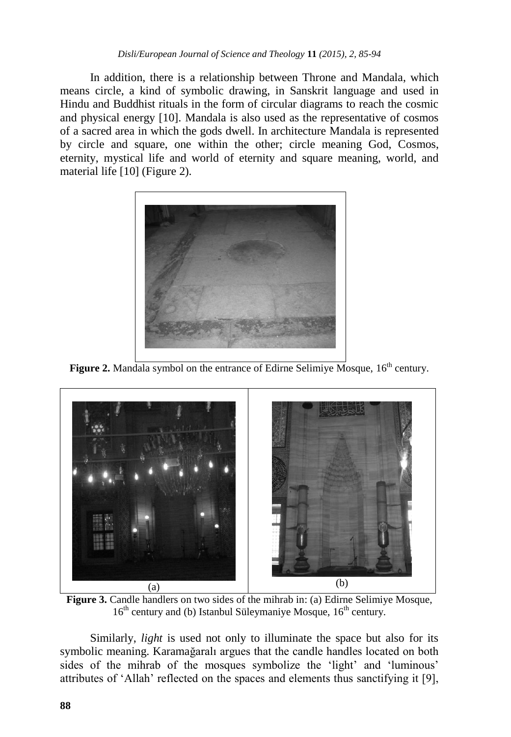In addition, there is a relationship between Throne and Mandala, which means circle, a kind of symbolic drawing, in Sanskrit language and used in Hindu and Buddhist rituals in the form of circular diagrams to reach the cosmic and physical energy [10]. Mandala is also used as the representative of cosmos of a sacred area in which the gods dwell. In architecture Mandala is represented by circle and square, one within the other; circle meaning God, Cosmos, eternity, mystical life and world of eternity and square meaning, world, and material life [10] (Figure 2).

**Figure 2.** Mandala symbol on the entrance of Edirne Selimiye Mosque, 16th century.

(a) (b)

**Figure 3.** Candle handlers on two sides of the mihrab in: (a) Edirne Selimiye Mosque, 16th century and (b) Istanbul Süleymaniye Mosque, 16th century.

Similarly, *light* is used not only to illuminate the space but also for its symbolic meaning. Karamağaralı argues that the candle handles located on both sides of the mihrab of the mosques symbolize the 'light' and 'luminous' attributes of 'Allah' reflected on the spaces and elements thus sanctifying it [9],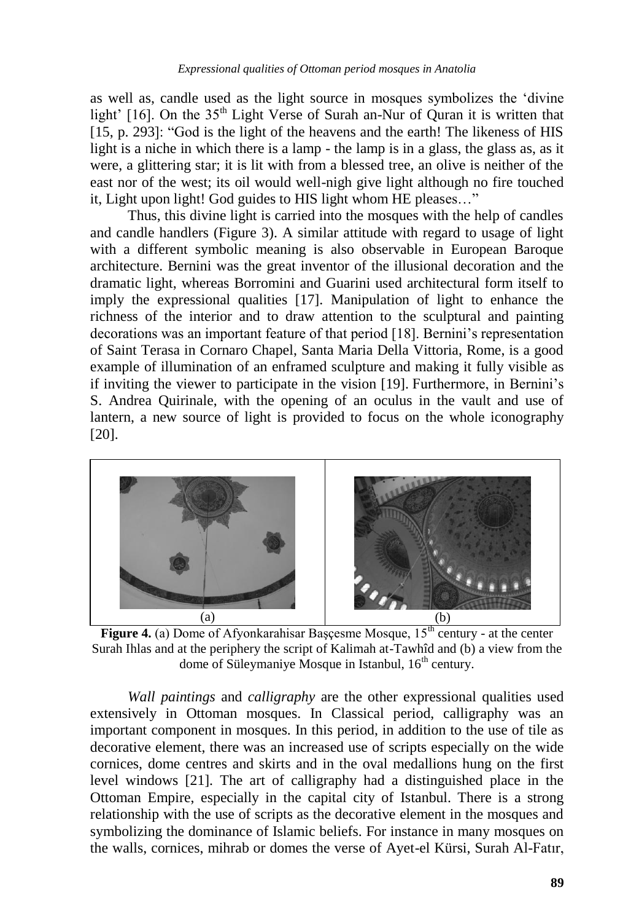as well as, candle used as the light source in mosques symbolizes the 'divine light' [16]. On the 35th Light Verse of Surah an-Nur of Quran it is written that [15, p. 293]: "God is the light of the heavens and the earth! The likeness of HIS light is a niche in which there is a lamp - the lamp is in a glass, the glass as, as it were, a glittering star; it is lit with from a blessed tree, an olive is neither of the east nor of the west; its oil would well-nigh give light although no fire touched it, Light upon light! God guides to HIS light whom HE pleases…"

Thus, this divine light is carried into the mosques with the help of candles and candle handlers (Figure 3). A similar attitude with regard to usage of light with a different symbolic meaning is also observable in European Baroque architecture. Bernini was the great inventor of the illusional decoration and the dramatic light, whereas Borromini and Guarini used architectural form itself to imply the expressional qualities [17]. Manipulation of light to enhance the richness of the interior and to draw attention to the sculptural and painting decorations was an important feature of that period [18]. Bernini's representation of Saint Terasa in Cornaro Chapel, Santa Maria Della Vittoria, Rome, is a good example of illumination of an enframed sculpture and making it fully visible as if inviting the viewer to participate in the vision [19]. Furthermore, in Bernini's S. Andrea Quirinale, with the opening of an oculus in the vault and use of lantern, a new source of light is provided to focus on the whole iconography [20].

(a) (b)

**Figure 4.** (a) Dome of Afyonkarahisar Başçesme Mosque, 15th century - at the center Surah Ihlas and at the periphery the script of Kalimah at-Tawhîd and (b) a view from the dome of Süleymaniye Mosque in Istanbul, 16th century.

*Wall paintings* and *calligraphy* are the other expressional qualities used extensively in Ottoman mosques. In Classical period, calligraphy was an important component in mosques. In this period, in addition to the use of tile as decorative element, there was an increased use of scripts especially on the wide cornices, dome centres and skirts and in the oval medallions hung on the first level windows [21]. The art of calligraphy had a distinguished place in the Ottoman Empire, especially in the capital city of Istanbul. There is a strong relationship with the use of scripts as the decorative element in the mosques and symbolizing the dominance of Islamic beliefs. For instance in many mosques on the walls, cornices, mihrab or domes the verse of Ayet-el Kürsi, Surah Al-Fatır,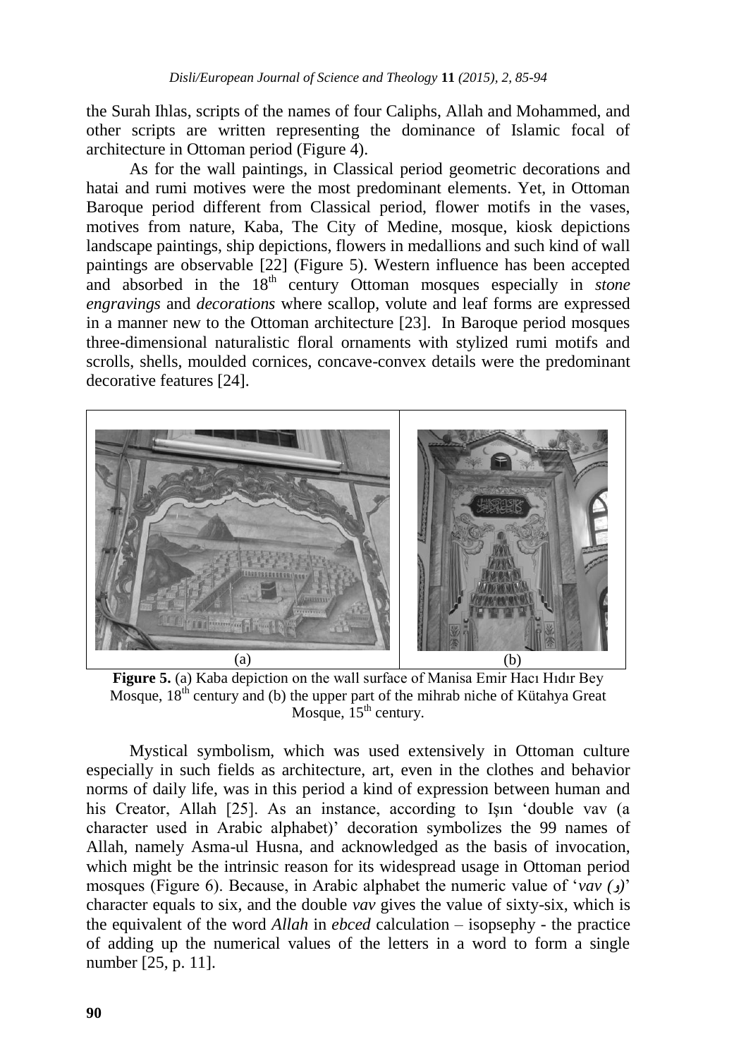the Surah Ihlas, scripts of the names of four Caliphs, Allah and Mohammed, and other scripts are written representing the dominance of Islamic focal of architecture in Ottoman period (Figure 4).

As for the wall paintings, in Classical period geometric decorations and hatai and rumi motives were the most predominant elements. Yet, in Ottoman Baroque period different from Classical period, flower motifs in the vases, motives from nature, Kaba, The City of Medine, mosque, kiosk depictions landscape paintings, ship depictions, flowers in medallions and such kind of wall paintings are observable [22] (Figure 5). Western influence has been accepted and absorbed in the 18th century Ottoman mosques especially in *stone engravings* and *decorations* where scallop, volute and leaf forms are expressed in a manner new to the Ottoman architecture [23]. In Baroque period mosques three-dimensional naturalistic floral ornaments with stylized rumi motifs and scrolls, shells, moulded cornices, concave-convex details were the predominant decorative features [24].

(a) (b)

**Figure 5.** (a) Kaba depiction on the wall surface of Manisa Emir Hacı Hıdır Bey Mosque, 18th century and (b) the upper part of the mihrab niche of Kütahya Great Mosque, 15th century.

Mystical symbolism, which was used extensively in Ottoman culture especially in such fields as architecture, art, even in the clothes and behavior norms of daily life, was in this period a kind of expression between human and his Creator, Allah [25]. As an instance, according to Işın 'double vav (a character used in Arabic alphabet)' decoration symbolizes the 99 names of Allah, namely Asma-ul Husna, and acknowledged as the basis of invocation, which might be the intrinsic reason for its widespread usage in Ottoman period mosques (Figure 6). Because, in Arabic alphabet the numeric value of '*vav (و)*' character equals to six, and the double *vav* gives the value of sixty-six, which is the equivalent of the word *Allah* in *ebced* calculation – isopsephy - the practice of adding up the numerical values of the letters in a word to form a single number [25, p. 11].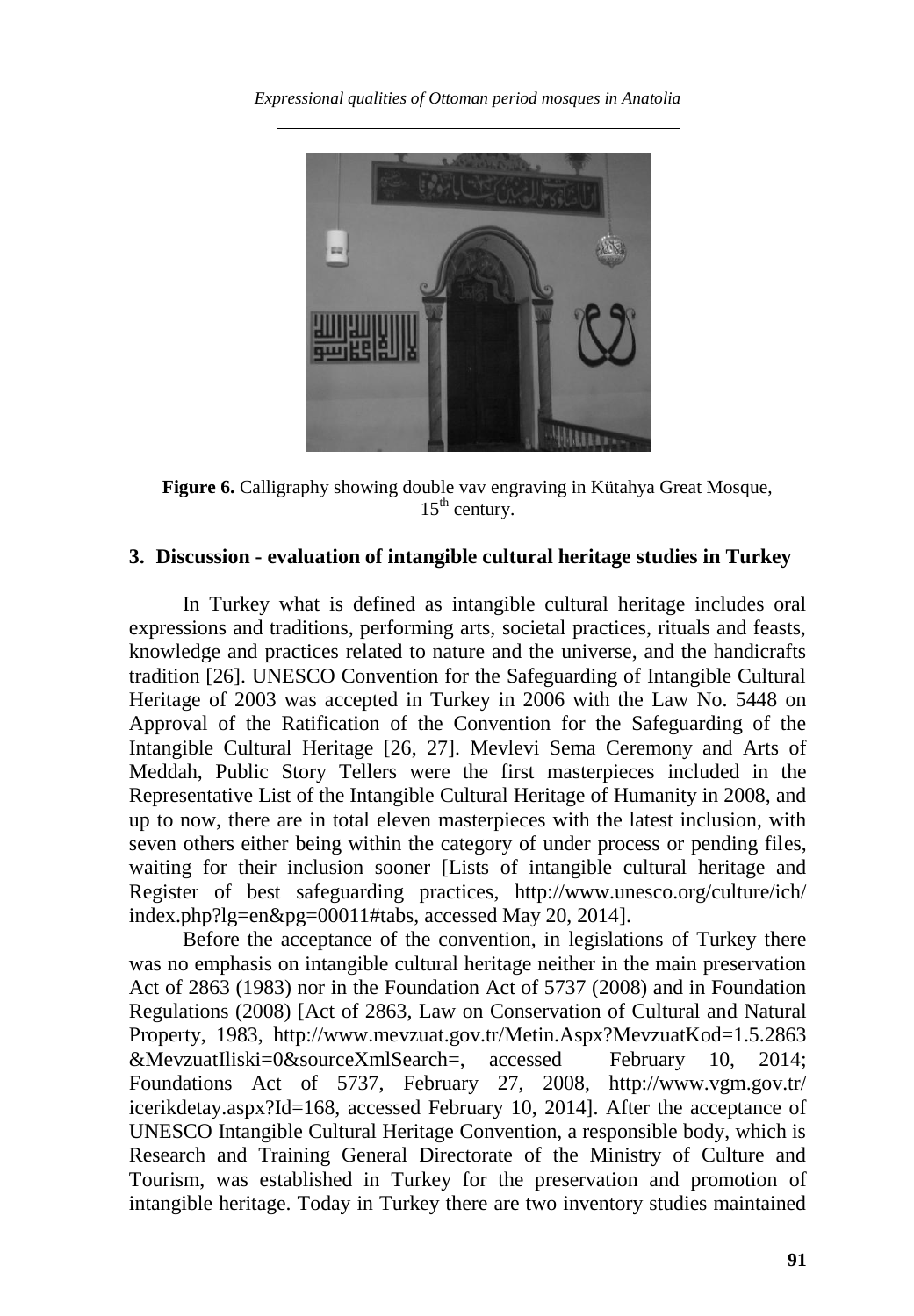**Figure 6.** Calligraphy showing double vav engraving in Kütahya Great Mosque, 15th century.

## 3. Discussion - evaluation of intangible cultural heritage studies in Turkey

In Turkey what is defined as intangible cultural heritage includes oral expressions and traditions, performing arts, societal practices, rituals and feasts, knowledge and practices related to nature and the universe, and the handicrafts tradition [26]. UNESCO Convention for the Safeguarding of Intangible Cultural Heritage of 2003 was accepted in Turkey in 2006 with the Law No. 5448 on Approval of the Ratification of the Convention for the Safeguarding of the Intangible Cultural Heritage [26, 27]. Mevlevi Sema Ceremony and Arts of Meddah, Public Story Tellers were the first masterpieces included in the Representative List of the Intangible Cultural Heritage of Humanity in 2008, and up to now, there are in total eleven masterpieces with the latest inclusion, with seven others either being within the category of under process or pending files, waiting for their inclusion sooner [Lists of intangible cultural heritage and Register of best safeguarding practices, http://www.unesco.org/culture/ich/index.php?lg=en&pg=00011#tabs, accessed May 20, 2014].

Before the acceptance of the convention, in legislations of Turkey there was no emphasis on intangible cultural heritage neither in the main preservation Act of 2863 (1983) nor in the Foundation Act of 5737 (2008) and in Foundation Regulations (2008) [Act of 2863, Law on Conservation of Cultural and Natural Property, 1983, http://www.mevzuat.gov.tr/Metin.Aspx?MevzuatKod=1.5.2863&MevzuatIliski=0&sourceXmlSearch=, accessed February 10, 2014; Foundations Act of 5737, February 27, 2008, http://www.vgm.gov.tr/icerikdetay.aspx?Id=168, accessed February 10, 2014]. After the acceptance of UNESCO Intangible Cultural Heritage Convention, a responsible body, which is Research and Training General Directorate of the Ministry of Culture and Tourism, was established in Turkey for the preservation and promotion of intangible heritage. Today in Turkey there are two inventory studies maintained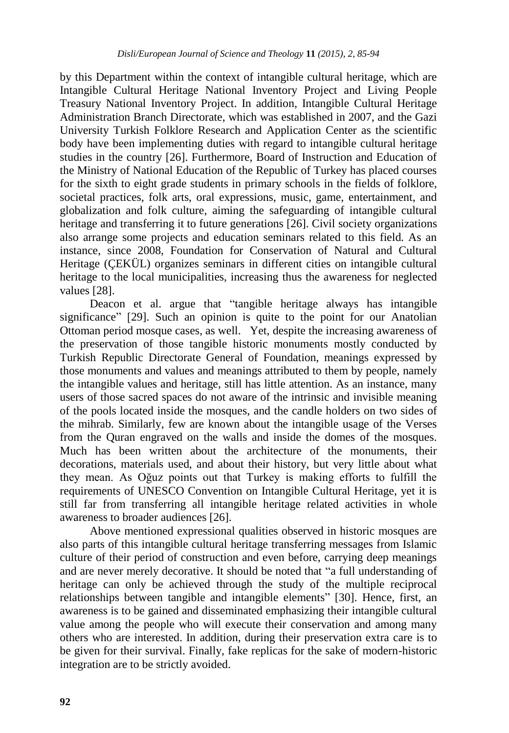by this Department within the context of intangible cultural heritage, which are Intangible Cultural Heritage National Inventory Project and Living People Treasury National Inventory Project. In addition, Intangible Cultural Heritage Administration Branch Directorate, which was established in 2007, and the Gazi University Turkish Folklore Research and Application Center as the scientific body have been implementing duties with regard to intangible cultural heritage studies in the country [26]. Furthermore, Board of Instruction and Education of the Ministry of National Education of the Republic of Turkey has placed courses for the sixth to eight grade students in primary schools in the fields of folklore, societal practices, folk arts, oral expressions, music, game, entertainment, and globalization and folk culture, aiming the safeguarding of intangible cultural heritage and transferring it to future generations [26]. Civil society organizations also arrange some projects and education seminars related to this field. As an instance, since 2008, Foundation for Conservation of Natural and Cultural Heritage (ÇEKÜL) organizes seminars in different cities on intangible cultural heritage to the local municipalities, increasing thus the awareness for neglected values [28].

Deacon et al. argue that "tangible heritage always has intangible significance" [29]. Such an opinion is quite to the point for our Anatolian Ottoman period mosque cases, as well. Yet, despite the increasing awareness of the preservation of those tangible historic monuments mostly conducted by Turkish Republic Directorate General of Foundation, meanings expressed by those monuments and values and meanings attributed to them by people, namely the intangible values and heritage, still has little attention. As an instance, many users of those sacred spaces do not aware of the intrinsic and invisible meaning of the pools located inside the mosques, and the candle holders on two sides of the mihrab. Similarly, few are known about the intangible usage of the Verses from the Quran engraved on the walls and inside the domes of the mosques. Much has been written about the architecture of the monuments, their decorations, materials used, and about their history, but very little about what they mean. As Oğuz points out that Turkey is making efforts to fulfill the requirements of UNESCO Convention on Intangible Cultural Heritage, yet it is still far from transferring all intangible heritage related activities in whole awareness to broader audiences [26].

Above mentioned expressional qualities observed in historic mosques are also parts of this intangible cultural heritage transferring messages from Islamic culture of their period of construction and even before, carrying deep meanings and are never merely decorative. It should be noted that "a full understanding of heritage can only be achieved through the study of the multiple reciprocal relationships between tangible and intangible elements" [30]. Hence, first, an awareness is to be gained and disseminated emphasizing their intangible cultural value among the people who will execute their conservation and among many others who are interested. In addition, during their preservation extra care is to be given for their survival. Finally, fake replicas for the sake of modern-historic integration are to be strictly avoided.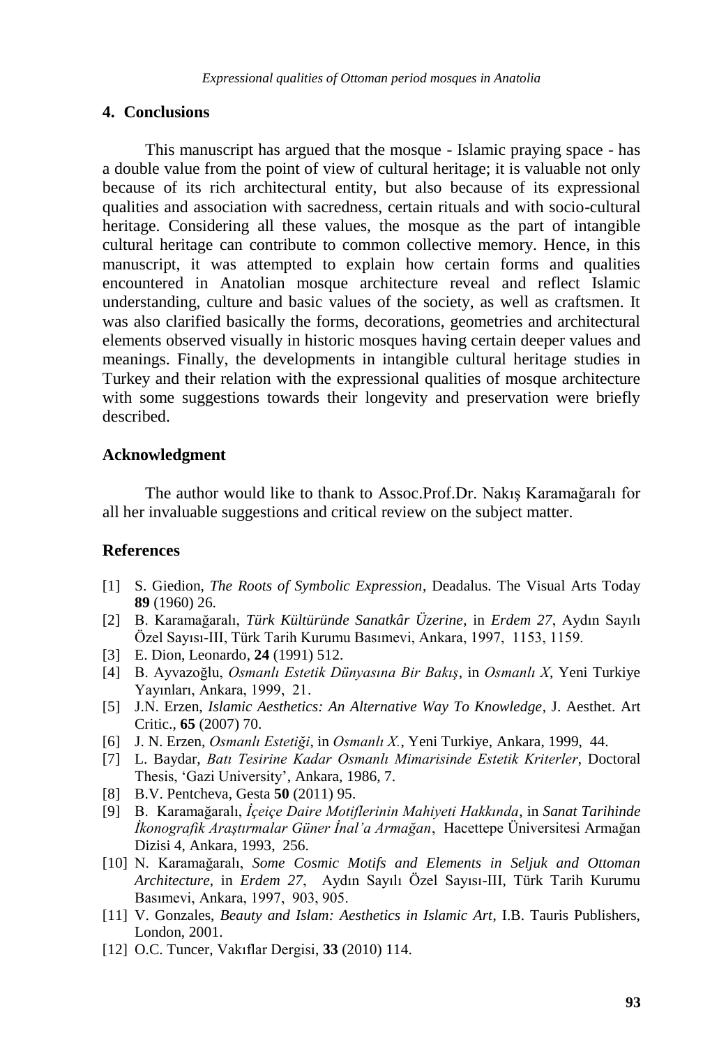## 4. Conclusions

This manuscript has argued that the mosque - Islamic praying space - has a double value from the point of view of cultural heritage; it is valuable not only because of its rich architectural entity, but also because of its expressional qualities and association with sacredness, certain rituals and with socio-cultural heritage. Considering all these values, the mosque as the part of intangible cultural heritage can contribute to common collective memory. Hence, in this manuscript, it was attempted to explain how certain forms and qualities encountered in Anatolian mosque architecture reveal and reflect Islamic understanding, culture and basic values of the society, as well as craftsmen. It was also clarified basically the forms, decorations, geometries and architectural elements observed visually in historic mosques having certain deeper values and meanings. Finally, the developments in intangible cultural heritage studies in Turkey and their relation with the expressional qualities of mosque architecture with some suggestions towards their longevity and preservation were briefly described.

## Acknowledgment

The author would like to thank to Assoc.Prof.Dr. Nakış Karamağaralı for all her invaluable suggestions and critical review on the subject matter.

## References

[1] S. Giedion, *The Roots of Symbolic Expression*, Deadalus. The Visual Arts Today **89** (1960) 26.

[2] B. Karamağaralı, *Türk Kültüründe Sanatkâr Üzerine*, in *Erdem 27*, Aydın Sayılı Özel Sayısı-III, Türk Tarih Kurumu Basımevi, Ankara, 1997, 1153, 1159.

[3] E. Dion, Leonardo, **24** (1991) 512.

[4] B. Ayvazoğlu, *Osmanlı Estetik Dünyasına Bir Bakış*, in *Osmanlı X*, Yeni Turkiye Yayınları, Ankara, 1999, 21.

[5] J.N. Erzen, *Islamic Aesthetics: An Alternative Way To Knowledge*, J. Aesthet. Art Critic., **65** (2007) 70.

[6] J. N. Erzen, *Osmanlı Estetiği*, in *Osmanlı X.*, Yeni Turkiye, Ankara, 1999, 44.

[7] L. Baydar, *Batı Tesirine Kadar Osmanlı Mimarisinde Estetik Kriterler*, Doctoral Thesis, 'Gazi University', Ankara, 1986, 7.

[8] B.V. Pentcheva, Gesta **50** (2011) 95.

[9] B. Karamağaralı, *İçeiçe Daire Motiflerinin Mahiyeti Hakkında*, in *Sanat Tarihinde İkonografik Araştırmalar Güner İnal'a Armağan*, Hacettepe Üniversitesi Armağan Dizisi 4, Ankara, 1993, 256.

[10] N. Karamağaralı, *Some Cosmic Motifs and Elements in Seljuk and Ottoman Architecture*, in *Erdem 27*, Aydın Sayılı Özel Sayısı-III, Türk Tarih Kurumu Basımevi, Ankara, 1997, 903, 905.

[11] V. Gonzales, *Beauty and Islam: Aesthetics in Islamic Art*, I.B. Tauris Publishers, London, 2001.

[12] O.C. Tuncer, Vakıflar Dergisi, **33** (2010) 114.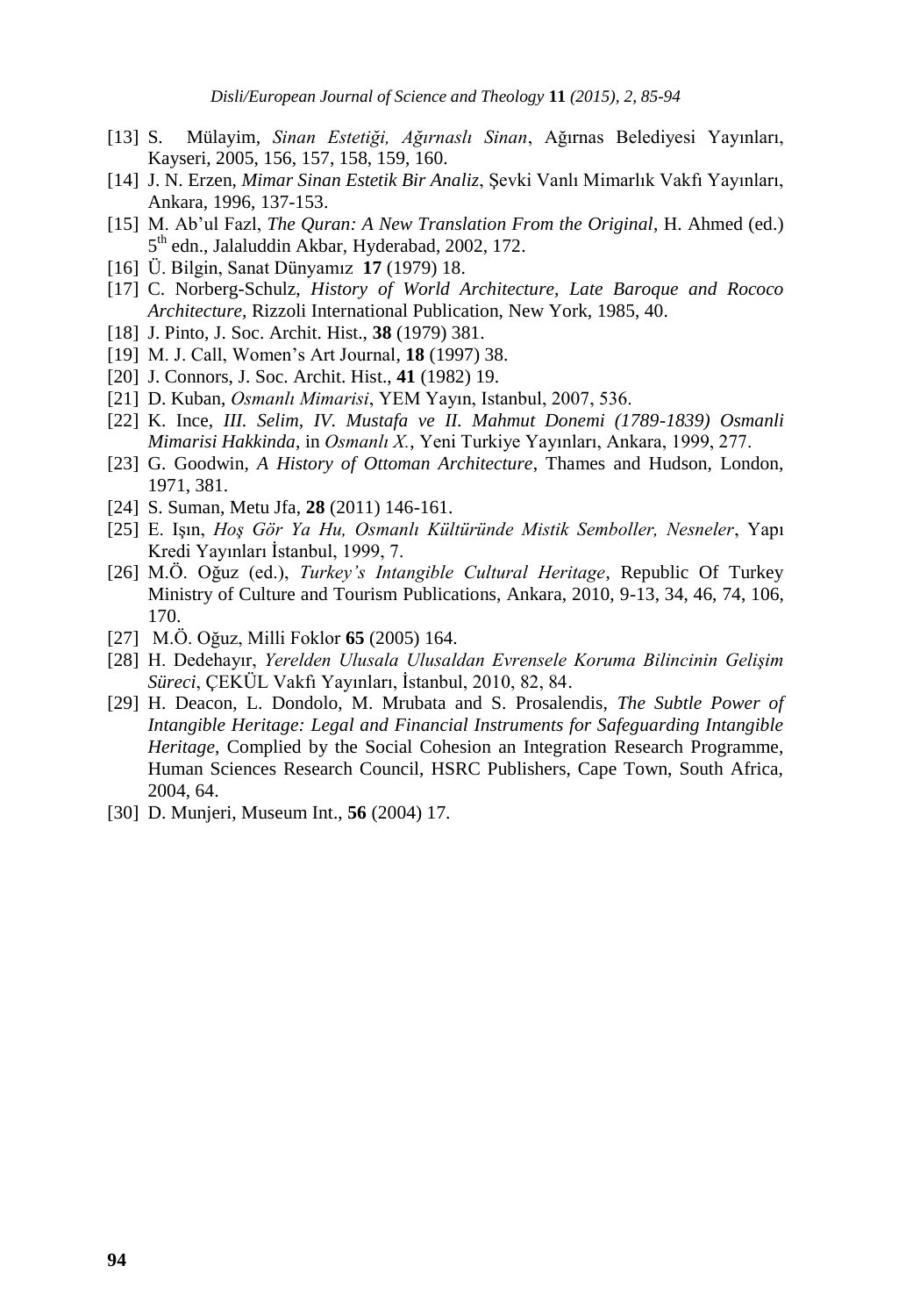[13] S. Mülayim, *Sinan Estetiği, Ağırnaslı Sinan*, Ağırnas Belediyesi Yayınları, Kayseri, 2005, 156, 157, 158, 159, 160.

[14] J. N. Erzen, *Mimar Sinan Estetik Bir Analiz*, Şevki Vanlı Mimarlık Vakfı Yayınları, Ankara, 1996, 137-153.

[15] M. Ab'ul Fazl, *The Quran: A New Translation From the Original*, H. Ahmed (ed.) 5th edn., Jalaluddin Akbar, Hyderabad, 2002, 172.

[16] Ü. Bilgin, Sanat Dünyamız **17** (1979) 18.

[17] C. Norberg-Schulz, *History of World Architecture, Late Baroque and Rococo Architecture*, Rizzoli International Publication, New York, 1985, 40.

[18] J. Pinto, J. Soc. Archit. Hist., **38** (1979) 381.

[19] M. J. Call, Women's Art Journal, **18** (1997) 38.

[20] J. Connors, J. Soc. Archit. Hist., **41** (1982) 19.

[21] D. Kuban, *Osmanlı Mimarisi*, YEM Yayın, Istanbul, 2007, 536.

[22] K. Ince, *III. Selim, IV. Mustafa ve II. Mahmut Donemi (1789-1839) Osmanli Mimarisi Hakkinda*, in *Osmanlı X.*, Yeni Turkiye Yayınları, Ankara, 1999, 277.

[23] G. Goodwin, *A History of Ottoman Architecture*, Thames and Hudson, London, 1971, 381.

[24] S. Suman, Metu Jfa, **28** (2011) 146-161.

[25] E. Işın, *Hoş Gör Ya Hu, Osmanlı Kültüründe Mistik Semboller, Nesneler*, Yapı Kredi Yayınları İstanbul, 1999, 7.

[26] M.Ö. Oğuz (ed.), *Turkey's Intangible Cultural Heritage*, Republic Of Turkey Ministry of Culture and Tourism Publications, Ankara, 2010, 9-13, 34, 46, 74, 106, 170.

[27] M.Ö. Oğuz, Milli Foklor **65** (2005) 164.

[28] H. Dedehayır, *Yerelden Ulusala Ulusaldan Evrensele Koruma Bilincinin Gelişim Süreci*, ÇEKÜL Vakfı Yayınları, İstanbul, 2010, 82, 84.

[29] H. Deacon, L. Dondolo, M. Mrubata and S. Prosalendis, *The Subtle Power of Intangible Heritage: Legal and Financial Instruments for Safeguarding Intangible Heritage*, Complied by the Social Cohesion an Integration Research Programme, Human Sciences Research Council, HSRC Publishers, Cape Town, South Africa, 2004, 64.

[30] D. Munjeri, Museum Int., **56** (2004) 17.